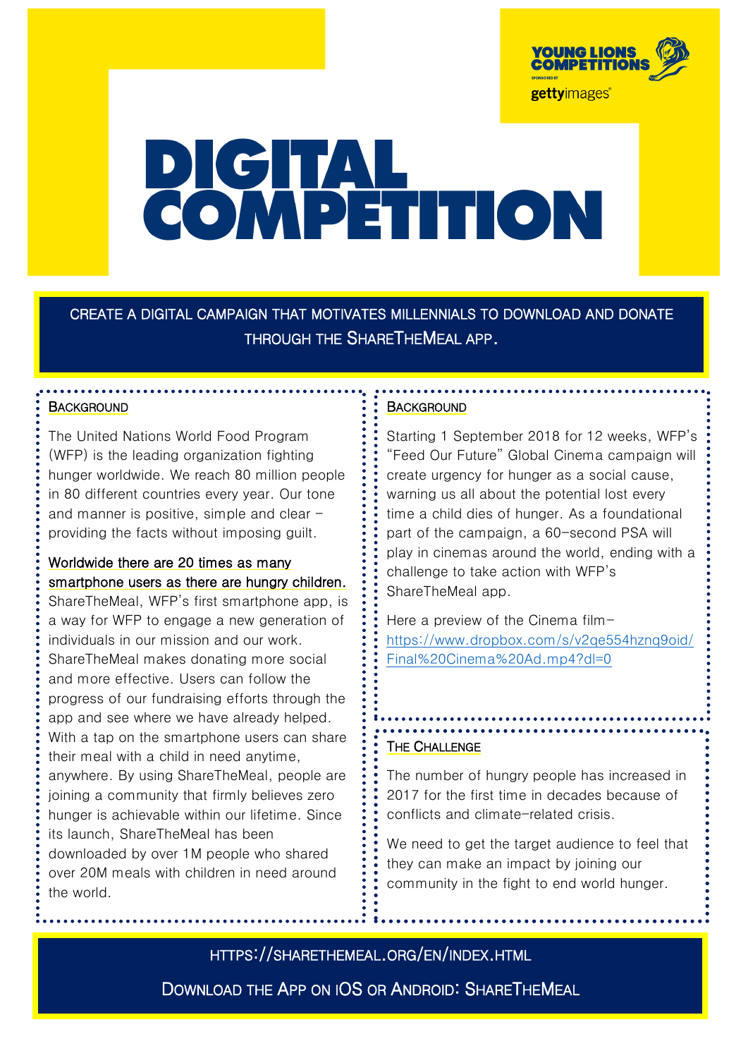YOUNG LIONS COMPETITIONS

SPONSORED BY gettyimages

# DIGITAL COMPETITION

**CREATE A DIGITAL CAMPAIGN THAT MOTIVATES MILLENNIALS TO DOWNLOAD AND DONATE THROUGH THE SHARETHEMEAL APP.**

## BACKGROUND

The United Nations World Food Program (WFP) is the leading organization fighting hunger worldwide. We reach 80 million people in 80 different countries every year. Our tone and manner is positive, simple and clear – providing the facts without imposing guilt.

Worldwide there are 20 times as many smartphone users as there are hungry children. ShareTheMeal, WFP's first smartphone app, is a way for WFP to engage a new generation of individuals in our mission and our work. ShareTheMeal makes donating more social and more effective. Users can follow the progress of our fundraising efforts through the app and see where we have already helped. With a tap on the smartphone users can share their meal with a child in need anytime, anywhere. By using ShareTheMeal, people are joining a community that firmly believes zero hunger is achievable within our lifetime. Since its launch, ShareTheMeal has been downloaded by over 1M people who shared over 20M meals with children in need around the world.

## BACKGROUND

Starting 1 September 2018 for 12 weeks, WFP's "Feed Our Future" Global Cinema campaign will create urgency for hunger as a social cause, warning us all about the potential lost every time a child dies of hunger. As a foundational part of the campaign, a 60-second PSA will play in cinemas around the world, ending with a challenge to take action with WFP's ShareTheMeal app.

Here a preview of the Cinema film– https://www.dropbox.com/s/v2qe554hznq9oid/Final%20Cinema%20Ad.mp4?dl=0

## THE CHALLENGE

The number of hungry people has increased in 2017 for the first time in decades because of conflicts and climate-related crisis.

We need to get the target audience to feel that they can make an impact by joining our community in the fight to end world hunger.

HTTPS://SHARETHEMEAL.ORG/EN/INDEX.HTML

DOWNLOAD THE APP ON IOS OR ANDROID: SHARETHEMEAL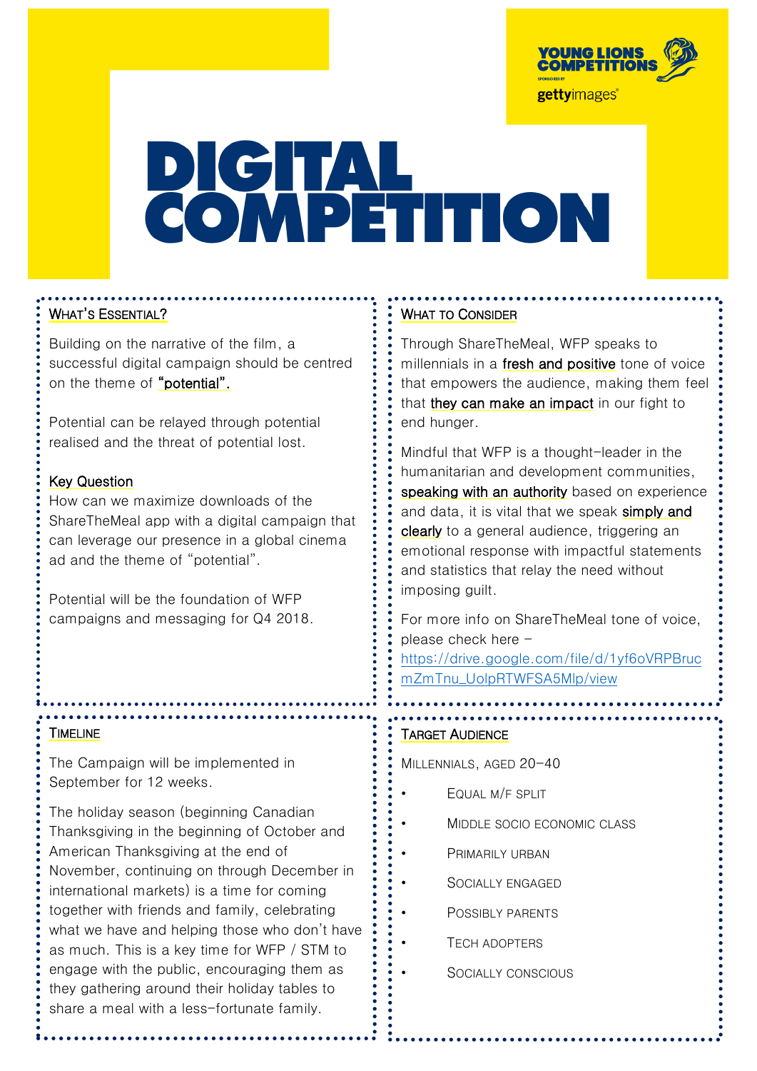Young Lions Competitions

Sponsored by

gettyimages

# DIGITAL COMPETITION

## What's Essential?

Building on the narrative of the film, a successful digital campaign should be centred on the theme of "potential".

Potential can be relayed through potential realised and the threat of potential lost.

### Key Question

How can we maximize downloads of the ShareTheMeal app with a digital campaign that can leverage our presence in a global cinema ad and the theme of "potential".

Potential will be the foundation of WFP campaigns and messaging for Q4 2018.

## What to Consider

Through ShareTheMeal, WFP speaks to millennials in a fresh and positive tone of voice that empowers the audience, making them feel that they can make an impact in our fight to end hunger.

Mindful that WFP is a thought-leader in the humanitarian and development communities, speaking with an authority based on experience and data, it is vital that we speak simply and clearly to a general audience, triggering an emotional response with impactful statements and statistics that relay the need without imposing guilt.

For more info on ShareTheMeal tone of voice, please check here – https://drive.google.com/file/d/1yf6oVRPBrucmZmTnu_UolpRTWFSA5Mlp/view

## Timeline

The Campaign will be implemented in September for 12 weeks.

The holiday season (beginning Canadian Thanksgiving in the beginning of October and American Thanksgiving at the end of November, continuing on through December in international markets) is a time for coming together with friends and family, celebrating what we have and helping those who don't have as much. This is a key time for WFP / STM to engage with the public, encouraging them as they gathering around their holiday tables to share a meal with a less-fortunate family.

## Target Audience

Millennials, aged 20-40

- Equal m/f split
- Middle socio economic class
- Primarily urban
- Socially engaged
- Possibly parents
- Tech adopters
- Socially conscious